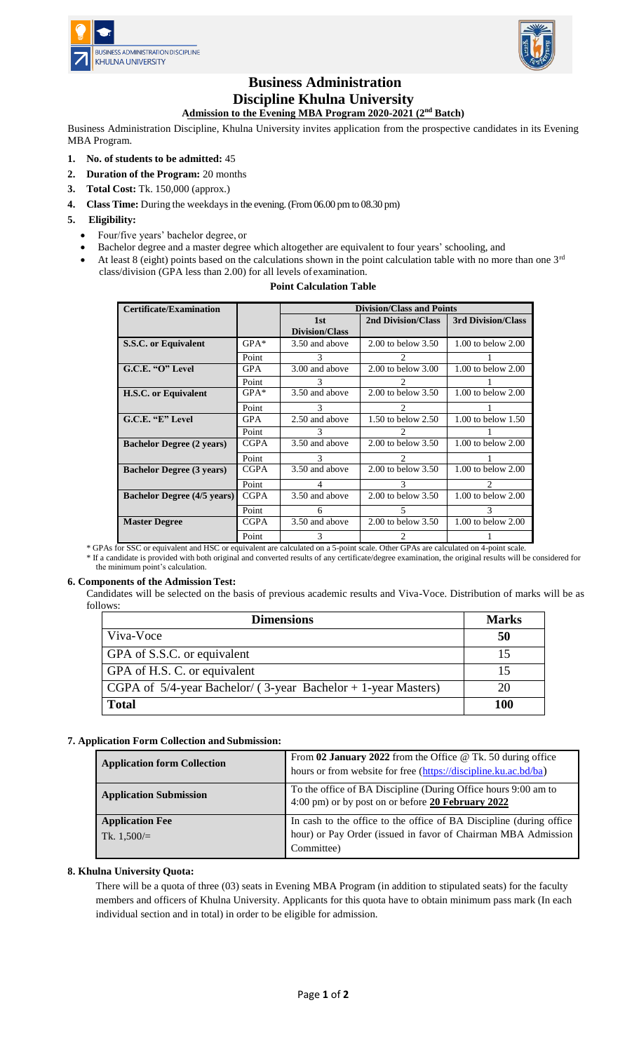# Business Administration Discipline Khulna University

## Admission to the Evening MBA Program 2020-2021 (2nd Batch)

Business Administration Discipline, Khulna University invites application from the prospective candidates in its Evening MBA Program.

1. **No. of students to be admitted:** 45
2. **Duration of the Program:** 20 months
3. **Total Cost:** Tk. 150,000 (approx.)
4. **Class Time:** During the weekdays in the evening. (From 06.00 pm to 08.30 pm)
5. **Eligibility:**
   - Four/five years' bachelor degree, or
   - Bachelor degree and a master degree which altogether are equivalent to four years' schooling, and
   - At least 8 (eight) points based on the calculations shown in the point calculation table with no more than one 3rd class/division (GPA less than 2.00) for all levels of examination.

**Point Calculation Table**

| Certificate/Examination | | Division/Class and Points | | |
|---|---|---|---|---|
| | | 1st Division/Class | 2nd Division/Class | 3rd Division/Class |
| **S.S.C. or Equivalent** | GPA* | 3.50 and above | 2.00 to below 3.50 | 1.00 to below 2.00 |
| | Point | 3 | 2 | 1 |
| **G.C.E. "O" Level** | GPA | 3.00 and above | 2.00 to below 3.00 | 1.00 to below 2.00 |
| | Point | 3 | 2 | 1 |
| **H.S.C. or Equivalent** | GPA* | 3.50 and above | 2.00 to below 3.50 | 1.00 to below 2.00 |
| | Point | 3 | 2 | 1 |
| **G.C.E. "E" Level** | GPA | 2.50 and above | 1.50 to below 2.50 | 1.00 to below 1.50 |
| | Point | 3 | 2 | 1 |
| **Bachelor Degree (2 years)** | CGPA | 3.50 and above | 2.00 to below 3.50 | 1.00 to below 2.00 |
| | Point | 3 | 2 | 1 |
| **Bachelor Degree (3 years)** | CGPA | 3.50 and above | 2.00 to below 3.50 | 1.00 to below 2.00 |
| | Point | 4 | 3 | 2 |
| **Bachelor Degree (4/5 years)** | CGPA | 3.50 and above | 2.00 to below 3.50 | 1.00 to below 2.00 |
| | Point | 6 | 5 | 3 |
| **Master Degree** | CGPA | 3.50 and above | 2.00 to below 3.50 | 1.00 to below 2.00 |
| | Point | 3 | 2 | 1 |

\* GPAs for SSC or equivalent and HSC or equivalent are calculated on a 5-point scale. Other GPAs are calculated on 4-point scale.

\* If a candidate is provided with both original and converted results of any certificate/degree examination, the original results will be considered for the minimum point's calculation.

### 6. Components of the Admission Test:

Candidates will be selected on the basis of previous academic results and Viva-Voce. Distribution of marks will be as follows:

| Dimensions | Marks |
|---|---|
| Viva-Voce | **50** |
| GPA of S.S.C. or equivalent | 15 |
| GPA of H.S. C. or equivalent | 15 |
| CGPA of 5/4-year Bachelor/ ( 3-year Bachelor + 1-year Masters) | 20 |
| **Total** | **100** |

### 7. Application Form Collection and Submission:

| | |
|---|---|
| **Application form Collection** | From **02 January 2022** from the Office @ Tk. 50 during office hours or from website for free (https://discipline.ku.ac.bd/ba) |
| **Application Submission** | To the office of BA Discipline (During Office hours 9:00 am to 4:00 pm) or by post on or before **20 February 2022** |
| **Application Fee** Tk. 1,500/= | In cash to the office to the office of BA Discipline (during office hour) or Pay Order (issued in favor of Chairman MBA Admission Committee) |

### 8. Khulna University Quota:

There will be a quota of three (03) seats in Evening MBA Program (in addition to stipulated seats) for the faculty members and officers of Khulna University. Applicants for this quota have to obtain minimum pass mark (In each individual section and in total) in order to be eligible for admission.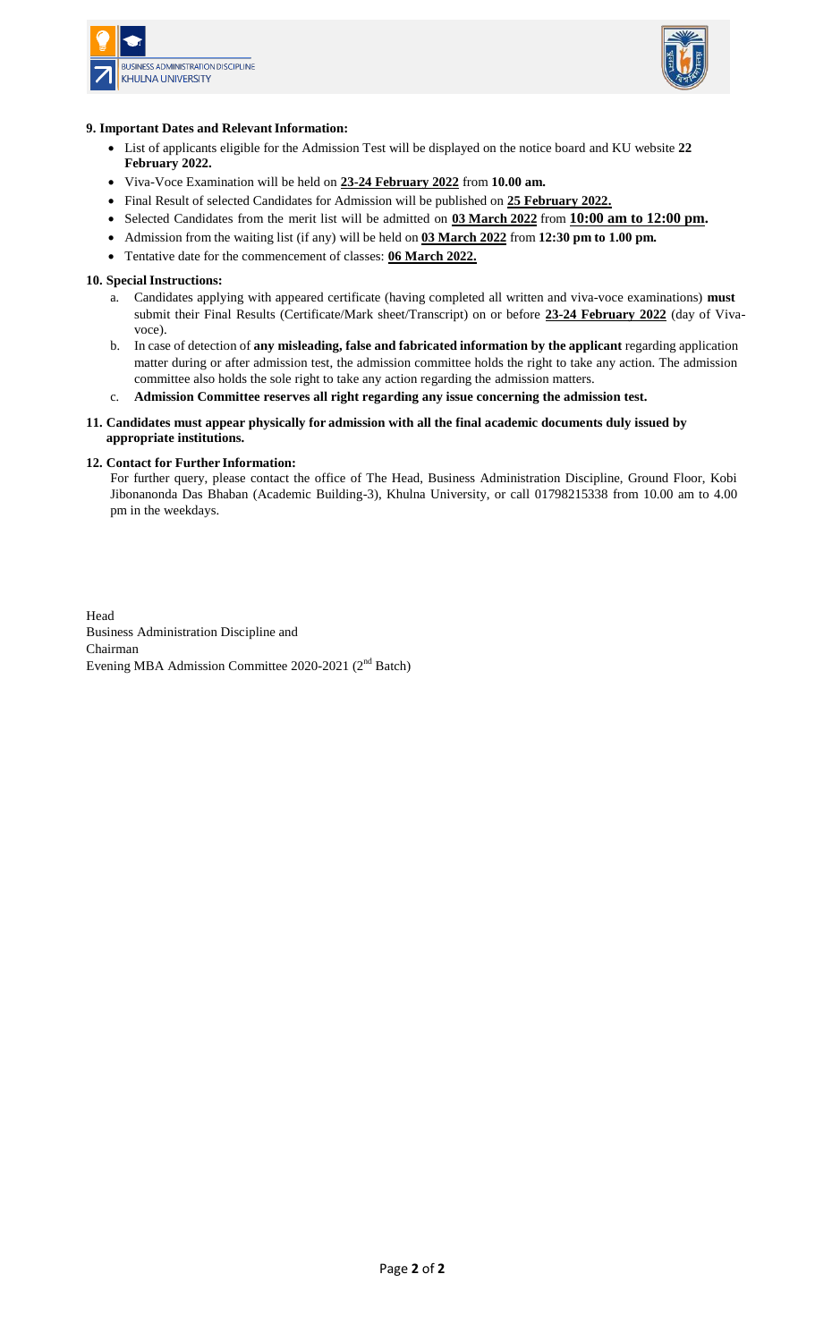### 9. Important Dates and Relevant Information:

- List of applicants eligible for the Admission Test will be displayed on the notice board and KU website **22 February 2022.**
- Viva-Voce Examination will be held on **23-24 February 2022** from **10.00 am.**
- Final Result of selected Candidates for Admission will be published on **25 February 2022.**
- Selected Candidates from the merit list will be admitted on **03 March 2022** from **10:00 am to 12:00 pm.**
- Admission from the waiting list (if any) will be held on **03 March 2022** from **12:30 pm to 1.00 pm.**
- Tentative date for the commencement of classes: **06 March 2022.**

### 10. Special Instructions:

a. Candidates applying with appeared certificate (having completed all written and viva-voce examinations) **must** submit their Final Results (Certificate/Mark sheet/Transcript) on or before **23-24 February 2022** (day of Viva-voce).

b. In case of detection of **any misleading, false and fabricated information by the applicant** regarding application matter during or after admission test, the admission committee holds the right to take any action. The admission committee also holds the sole right to take any action regarding the admission matters.

c. **Admission Committee reserves all right regarding any issue concerning the admission test.**

### 11. Candidates must appear physically for admission with all the final academic documents duly issued by appropriate institutions.

### 12. Contact for Further Information:

For further query, please contact the office of The Head, Business Administration Discipline, Ground Floor, Kobi Jibonanonda Das Bhaban (Academic Building-3), Khulna University, or call 01798215338 from 10.00 am to 4.00 pm in the weekdays.

Head
Business Administration Discipline and
Chairman
Evening MBA Admission Committee 2020-2021 (2nd Batch)